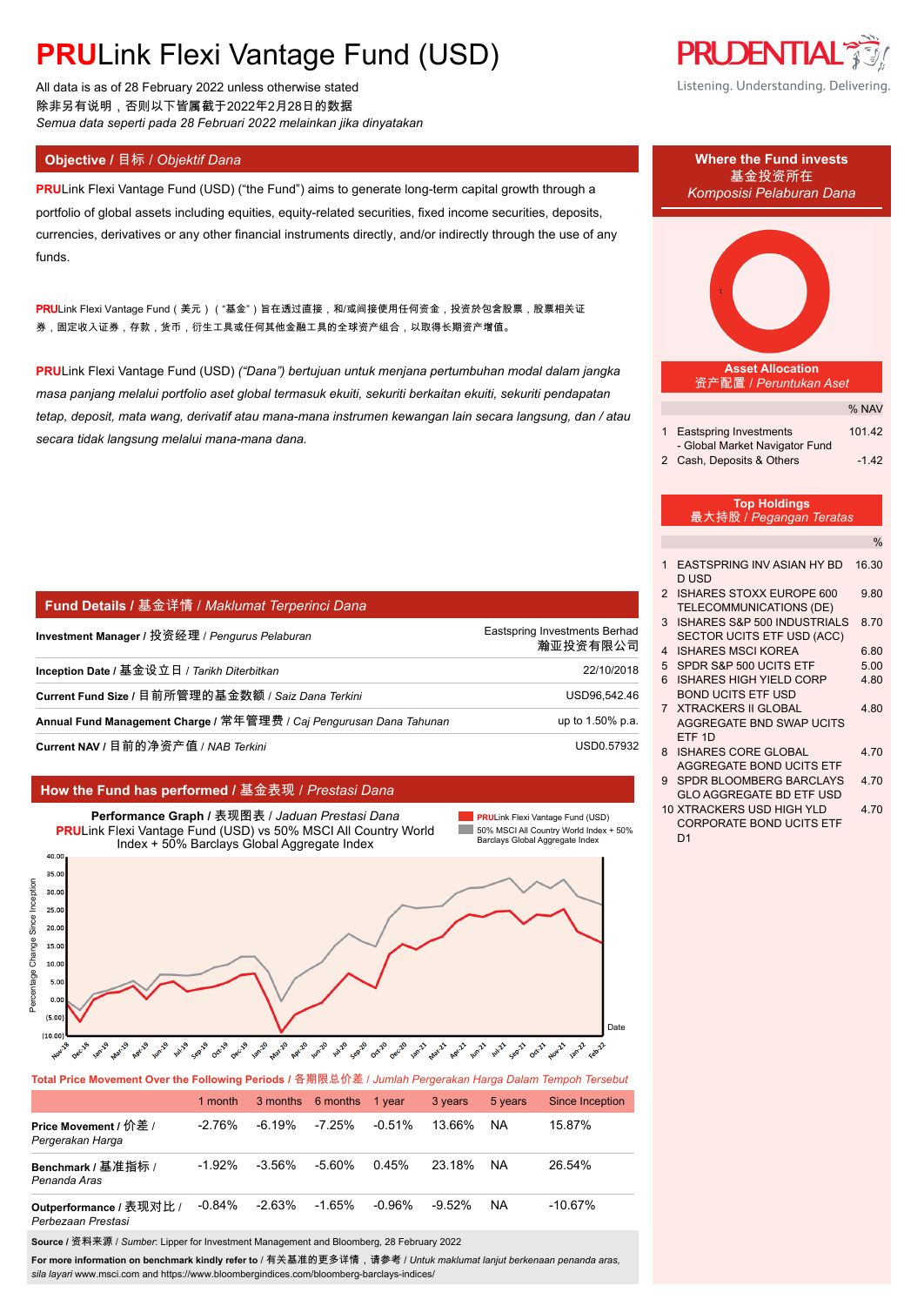# **PRU**Link Flexi Vantage Fund (USD)

All data is as of 28 February 2022 unless otherwise stated
除非另有说明，否则以下皆属截于2022年2月28日的数据
*Semua data seperti pada 28 Februari 2022 melainkan jika dinyatakan*

PRUDENTIAL
Listening. Understanding. Delivering.

## Objective / 目标 / *Objektif Dana*

**PRU**Link Flexi Vantage Fund (USD) ("the Fund") aims to generate long-term capital growth through a portfolio of global assets including equities, equity-related securities, fixed income securities, deposits, currencies, derivatives or any other financial instruments directly, and/or indirectly through the use of any funds.

**PRU**Link Flexi Vantage Fund（美元）（"基金"）旨在透过直接，和/或间接使用任何资金，投资於包含股票，股票相关证券，固定收入证券，存款，货币，衍生工具或任何其他金融工具的全球资产组合，以取得长期资产增值。

**PRU**Link Flexi Vantage Fund (USD) *("Dana") bertujuan untuk menjana pertumbuhan modal dalam jangka masa panjang melalui portfolio aset global termasuk ekuiti, sekuriti berkaitan ekuiti, sekuriti pendapatan tetap, deposit, mata wang, derivatif atau mana-mana instrumen kewangan lain secara langsung, dan / atau secara tidak langsung melalui mana-mana dana.*

## Fund Details / 基金详情 / *Maklumat Terperinci Dana*

| | |
|---|---|
| **Investment Manager** / 投资经理 / *Pengurus Pelaburan* | Eastspring Investments Berhad 瀚亚投资有限公司 |
| **Inception Date** / 基金设立日 / *Tarikh Diterbitkan* | 22/10/2018 |
| **Current Fund Size** / 目前所管理的基金数额 / *Saiz Dana Terkini* | USD96,542.46 |
| **Annual Fund Management Charge** / 常年管理费 / *Caj Pengurusan Dana Tahunan* | up to 1.50% p.a. |
| **Current NAV** / 目前的净资产值 / *NAB Terkini* | USD0.57932 |

## How the Fund has performed / 基金表现 / *Prestasi Dana*

**Performance Graph** / 表现图表 / *Jaduan Prestasi Dana*
**PRU**Link Flexi Vantage Fund (USD) vs 50% MSCI All Country World Index + 50% Barclays Global Aggregate Index

**Total Price Movement Over the Following Periods** / 各期限总价差 / *Jumlah Pergerakan Harga Dalam Tempoh Tersebut*

| | 1 month | 3 months | 6 months | 1 year | 3 years | 5 years | Since Inception |
|---|---|---|---|---|---|---|---|
| **Price Movement** / 价差 / *Pergerakan Harga* | -2.76% | -6.19% | -7.25% | -0.51% | 13.66% | NA | 15.87% |
| **Benchmark** / 基准指标 / *Penanda Aras* | -1.92% | -3.56% | -5.60% | 0.45% | 23.18% | NA | 26.54% |
| **Outperformance** / 表现对比 / *Perbezaan Prestasi* | -0.84% | -2.63% | -1.65% | -0.96% | -9.52% | NA | -10.67% |

**Source** / 资料来源 / *Sumber*: Lipper for Investment Management and Bloomberg, 28 February 2022

**For more information on benchmark kindly refer to** / 有关基准的更多详情，请参考 / *Untuk maklumat lanjut berkenaan penanda aras, sila layari* www.msci.com and https://www.bloombergindices.com/bloomberg-barclays-indices/

## Where the Fund invests / 基金投资所在 / *Komposisi Pelaburan Dana*

### Asset Allocation / 资产配置 / *Peruntukan Aset*

| | | % NAV |
|---|---|---|
| 1 | Eastspring Investments - Global Market Navigator Fund | 101.42 |
| 2 | Cash, Deposits & Others | -1.42 |

### Top Holdings / 最大持股 / *Pegangan Teratas*

| | | % |
|---|---|---|
| 1 | EASTSPRING INV ASIAN HY BD D USD | 16.30 |
| 2 | ISHARES STOXX EUROPE 600 TELECOMMUNICATIONS (DE) | 9.80 |
| 3 | ISHARES S&P 500 INDUSTRIALS SECTOR UCITS ETF USD (ACC) | 8.70 |
| 4 | ISHARES MSCI KOREA | 6.80 |
| 5 | SPDR S&P 500 UCITS ETF | 5.00 |
| 6 | ISHARES HIGH YIELD CORP BOND UCITS ETF USD | 4.80 |
| 7 | XTRACKERS II GLOBAL AGGREGATE BND SWAP UCITS ETF 1D | 4.80 |
| 8 | ISHARES CORE GLOBAL AGGREGATE BOND UCITS ETF | 4.70 |
| 9 | SPDR BLOOMBERG BARCLAYS GLO AGGREGATE BD ETF USD | 4.70 |
| 10 | XTRACKERS USD HIGH YLD CORPORATE BOND UCITS ETF D1 | 4.70 |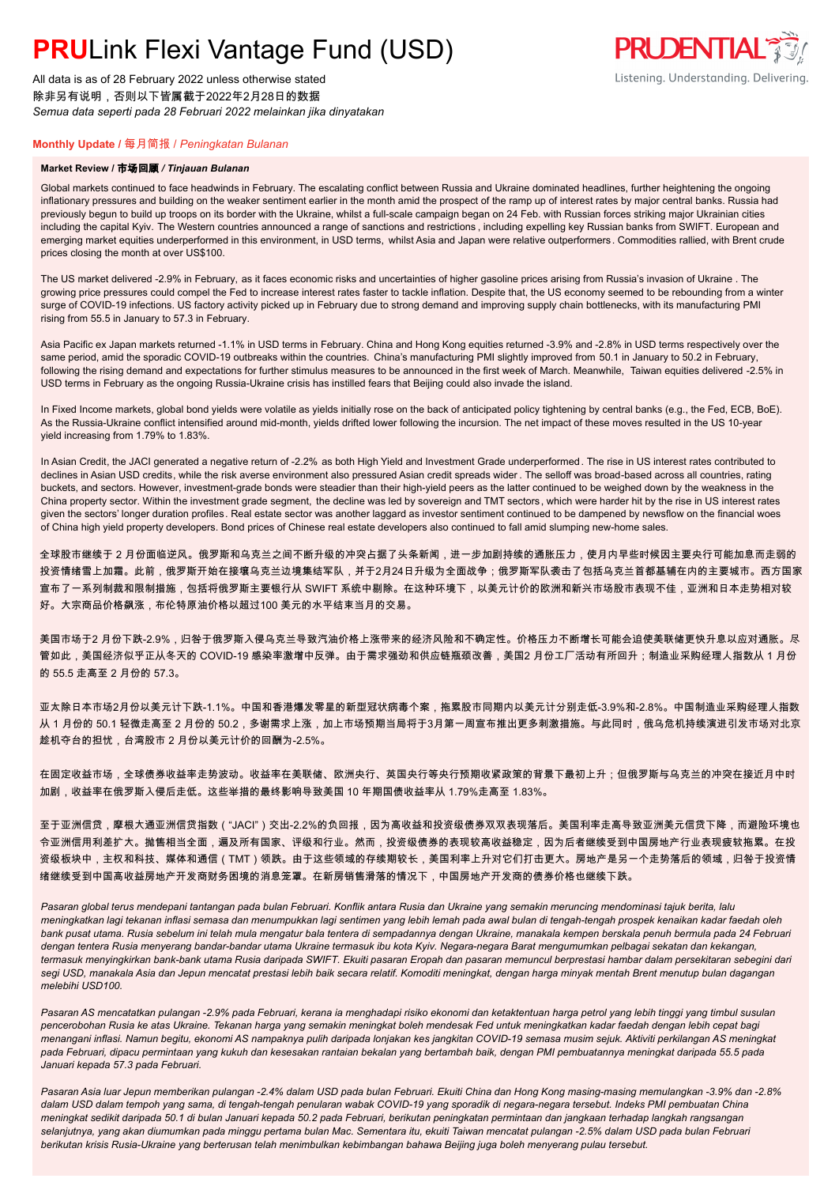# **PRU**Link Flexi Vantage Fund (USD)

All data is as of 28 February 2022 unless otherwise stated
除非另有说明，否则以下皆属截于2022年2月28日的数据
*Semua data seperti pada 28 Februari 2022 melainkan jika dinyatakan*

**Monthly Update** / 每月简报 / *Peningkatan Bulanan*

**Market Review / 市场回顾 / *Tinjauan Bulanan***

Global markets continued to face headwinds in February. The escalating conflict between Russia and Ukraine dominated headlines, further heightening the ongoing inflationary pressures and building on the weaker sentiment earlier in the month amid the prospect of the ramp up of interest rates by major central banks. Russia had previously begun to build up troops on its border with the Ukraine, whilst a full-scale campaign began on 24 Feb. with Russian forces striking major Ukrainian cities including the capital Kyiv. The Western countries announced a range of sanctions and restrictions, including expelling key Russian banks from SWIFT. European and emerging market equities underperformed in this environment, in USD terms, whilst Asia and Japan were relative outperformers. Commodities rallied, with Brent crude prices closing the month at over US$100.

The US market delivered -2.9% in February, as it faces economic risks and uncertainties of higher gasoline prices arising from Russia's invasion of Ukraine. The growing price pressures could compel the Fed to increase interest rates faster to tackle inflation. Despite that, the US economy seemed to be rebounding from a winter surge of COVID-19 infections. US factory activity picked up in February due to strong demand and improving supply chain bottlenecks, with its manufacturing PMI rising from 55.5 in January to 57.3 in February.

Asia Pacific ex Japan markets returned -1.1% in USD terms in February. China and Hong Kong equities returned -3.9% and -2.8% in USD terms respectively over the same period, amid the sporadic COVID-19 outbreaks within the countries. China's manufacturing PMI slightly improved from 50.1 in January to 50.2 in February, following the rising demand and expectations for further stimulus measures to be announced in the first week of March. Meanwhile, Taiwan equities delivered -2.5% in USD terms in February as the ongoing Russia-Ukraine crisis has instilled fears that Beijing could also invade the island.

In Fixed Income markets, global bond yields were volatile as yields initially rose on the back of anticipated policy tightening by central banks (e.g., the Fed, ECB, BoE). As the Russia-Ukraine conflict intensified around mid-month, yields drifted lower following the incursion. The net impact of these moves resulted in the US 10-year yield increasing from 1.79% to 1.83%.

In Asian Credit, the JACI generated a negative return of -2.2% as both High Yield and Investment Grade underperformed. The rise in US interest rates contributed to declines in Asian USD credits, while the risk averse environment also pressured Asian credit spreads wider. The selloff was broad-based across all countries, rating buckets, and sectors. However, investment-grade bonds were steadier than their high-yield peers as the latter continued to be weighed down by the weakness in the China property sector. Within the investment grade segment, the decline was led by sovereign and TMT sectors, which were harder hit by the rise in US interest rates given the sectors' longer duration profiles. Real estate sector was another laggard as investor sentiment continued to be dampened by newsflow on the financial woes of China high yield property developers. Bond prices of Chinese real estate developers also continued to fall amid slumping new-home sales.

全球股市继续于 2 月份面临逆风。俄罗斯和乌克兰之间不断升级的冲突占据了头条新闻，进一步加剧持续的通胀压力，使月内早些时候因主要央行可能加息而走弱的投资情绪雪上加霜。此前，俄罗斯开始在接壤乌克兰边境集结军队，并于2月24日升级为全面战争；俄罗斯军队袭击了包括乌克兰首都基辅在内的主要城市。西方国家宣布了一系列制裁和限制措施，包括将俄罗斯主要银行从 SWIFT 系统中剔除。在这种环境下，以美元计价的欧洲和新兴市场股市表现不佳，亚洲和日本走势相对较好。大宗商品价格飙涨，布伦特原油价格以超过100 美元的水平结束当月的交易。

美国市场于2 月份下跌-2.9%，归咎于俄罗斯入侵乌克兰导致汽油价格上涨带来的经济风险和不确定性。价格压力不断增长可能会迫使美联储更快升息以应对通胀。尽管如此，美国经济似乎正从冬天的 COVID-19 感染率激增中反弹。由于需求强劲和供应链瓶颈改善，美国2 月份工厂活动有所回升；制造业采购经理人指数从 1 月份的 55.5 走高至 2 月份的 57.3。

亚太除日本市场2月份以美元计下跌-1.1%。中国和香港爆发零星的新型冠状病毒个案，拖累股市同期内以美元计分别走低-3.9%和-2.8%。中国制造业采购经理人指数从 1 月份的 50.1 轻微走高至 2 月份的 50.2，多谢需求上涨，加上市场预期当局将于3月第一周宣布推出更多刺激措施。与此同时，俄乌危机持续演进引发市场对北京趁机夺台的担忧，台湾股市 2 月份以美元计价的回酬为-2.5%。

在固定收益市场，全球债券收益率走势波动。收益率在美联储、欧洲央行、英国央行等央行预期收紧政策的背景下最初上升；但俄罗斯与乌克兰的冲突在接近月中时加剧，收益率在俄罗斯入侵后走低。这些举措的最终影响导致美国 10 年期国债收益率从 1.79%走高至 1.83%。

至于亚洲信贷，摩根大通亚洲信贷指数（"JACI"）交出-2.2%的负回报，因为高收益和投资级债券双双表现落后。美国利率走高导致亚洲美元信贷下降，而避险环境也令亚洲信用利差扩大。抛售相当全面，遍及所有国家、评级和行业。然而，投资级债券的表现较高收益稳定，因为后者继续受到中国房地产行业表现疲软拖累。在投资级板块中，主权和科技、媒体和通信（TMT）领跌。由于这些领域的存续期较长，美国利率上升对它们打击更大。房地产是另一个走势落后的领域，归咎于投资情绪继续受到中国高收益房地产开发商财务困境的消息笼罩。在新房销售滑落的情况下，中国房地产开发商的债券价格也继续下跌。

*Pasaran global terus mendepani tantangan pada bulan Februari. Konflik antara Rusia dan Ukraine yang semakin meruncing mendominasi tajuk berita, lalu meningkatkan lagi tekanan inflasi semasa dan menumpukkan lagi sentimen yang lebih lemah pada awal bulan di tengah-tengah prospek kenaikan kadar faedah oleh bank pusat utama. Rusia sebelum ini telah mula mengatur bala tentera di sempadannya dengan Ukraine, manakala kempen berskala penuh bermula pada 24 Februari dengan tentera Rusia menyerang bandar-bandar utama Ukraine termasuk ibu kota Kyiv. Negara-negara Barat mengumumkan pelbagai sekatan dan kekangan, termasuk menyingkirkan bank-bank utama Rusia daripada SWIFT. Ekuiti pasaran Eropah dan pasaran memuncul berprestasi hambar dalam persekitaran sebegini dari segi USD, manakala Asia dan Jepun mencatat prestasi lebih baik secara relatif. Komoditi meningkat, dengan harga minyak mentah Brent menutup bulan dagangan melebihi USD100.*

*Pasaran AS mencatatkan pulangan -2.9% pada Februari, kerana ia menghadapi risiko ekonomi dan ketaktentuan harga petrol yang lebih tinggi yang timbul susulan pencerobohan Rusia ke atas Ukraine. Tekanan harga yang semakin meningkat boleh mendesak Fed untuk meningkatkan kadar faedah dengan lebih cepat bagi menangani inflasi. Namun begitu, ekonomi AS nampaknya pulih daripada lonjakan kes jangkitan COVID-19 semasa musim sejuk. Aktiviti perkilangan AS meningkat pada Februari, dipacu permintaan yang kukuh dan kesesakan rantaian bekalan yang bertambah baik, dengan PMI pembuatannya meningkat daripada 55.5 pada Januari kepada 57.3 pada Februari.*

*Pasaran Asia luar Jepun memberikan pulangan -2.4% dalam USD pada bulan Februari. Ekuiti China dan Hong Kong masing-masing memulangkan -3.9% dan -2.8% dalam USD dalam tempoh yang sama, di tengah-tengah penularan wabak COVID-19 yang sporadik di negara-negara tersebut. Indeks PMI pembuatan China meningkat sedikit daripada 50.1 di bulan Januari kepada 50.2 pada Februari, berikutan peningkatan permintaan dan jangkaan terhadap langkah rangsangan selanjutnya, yang akan diumumkan pada minggu pertama bulan Mac. Sementara itu, ekuiti Taiwan mencatat pulangan -2.5% dalam USD pada bulan Februari berikutan krisis Rusia-Ukraine yang berterusan telah menimbulkan kebimbangan bahawa Beijing juga boleh menyerang pulau tersebut.*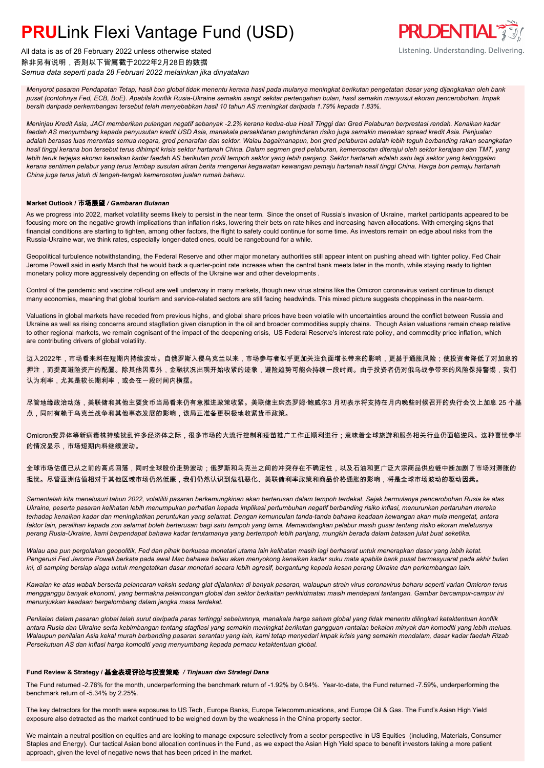# PRULink Flexi Vantage Fund (USD)

All data is as of 28 February 2022 unless otherwise stated
除非另有说明，否则以下皆属截于2022年2月28日的数据
*Semua data seperti pada 28 Februari 2022 melainkan jika dinyatakan*

*Menyorot pasaran Pendapatan Tetap, hasil bon global tidak menentu kerana hasil pada mulanya meningkat berikutan pengetatan dasar yang dijangkakan oleh bank pusat (contohnya Fed, ECB, BoE). Apabila konflik Rusia-Ukraine semakin sengit sekitar pertengahan bulan, hasil semakin menyusut ekoran pencerobohan. Impak bersih daripada perkembangan tersebut telah menyebabkan hasil 10 tahun AS meningkat daripada 1.79% kepada 1.83%.*

*Meninjau Kredit Asia, JACI memberikan pulangan negatif sebanyak -2.2% kerana kedua-dua Hasil Tinggi dan Gred Pelaburan berprestasi rendah. Kenaikan kadar faedah AS menyumbang kepada penyusutan kredit USD Asia, manakala persekitaran penghindaran risiko juga semakin menekan spread kredit Asia. Penjualan adalah berasas luas merentas semua negara, gred penarafan dan sektor. Walau bagaimanapun, bon gred pelaburan adalah lebih teguh berbanding rakan seangkatan hasil tinggi kerana bon tersebut terus dihimpit krisis sektor hartanah China. Dalam segmen gred pelaburan, kemerosotan diterajui oleh sektor kerajaan dan TMT, yang lebih teruk terjejas ekoran kenaikan kadar faedah AS berikutan profil tempoh sektor yang lebih panjang. Sektor hartanah adalah satu lagi sektor yang ketinggalan kerana sentimen pelabur yang terus lembap susulan aliran berita mengenai kegawatan kewangan pemaju hartanah hasil tinggi China. Harga bon pemaju hartanah China juga terus jatuh di tengah-tengah kemerosotan jualan rumah baharu.*

### Market Outlook / 市场展望 / *Gambaran Bulanan*

As we progress into 2022, market volatility seems likely to persist in the near term. Since the onset of Russia's invasion of Ukraine, market participants appeared to be focusing more on the negative growth implications than inflation risks, lowering their bets on rate hikes and increasing haven allocations. With emerging signs that financial conditions are starting to tighten, among other factors, the flight to safety could continue for some time. As investors remain on edge about risks from the Russia-Ukraine war, we think rates, especially longer-dated ones, could be rangebound for a while.

Geopolitical turbulence notwithstanding, the Federal Reserve and other major monetary authorities still appear intent on pushing ahead with tighter policy. Fed Chair Jerome Powell said in early March that he would back a quarter-point rate increase when the central bank meets later in the month, while staying ready to tighten monetary policy more aggressively depending on effects of the Ukraine war and other developments .

Control of the pandemic and vaccine roll-out are well underway in many markets, though new virus strains like the Omicron coronavirus variant continue to disrupt many economies, meaning that global tourism and service-related sectors are still facing headwinds. This mixed picture suggests choppiness in the near-term.

Valuations in global markets have receded from previous highs , and global share prices have been volatile with uncertainties around the conflict between Russia and Ukraine as well as rising concerns around stagflation given disruption in the oil and broader commodities supply chains. Though Asian valuations remain cheap relative to other regional markets, we remain cognisant of the impact of the deepening crisis, US Federal Reserve's interest rate policy, and commodity price inflation, which are contributing drivers of global volatility.

迈入2022年，市场看来料在短期内持续波动。自俄罗斯入侵乌克兰以来，市场参与者似乎更加关注负面增长带来的影响，更甚于通胀风险；使投资者降低了对加息的押注，而提高避险资产的配置。除其他因素外，金融状况出现开始收紧的迹象，避险趋势可能会持续一段时间。由于投资者仍对俄乌战争带来的风险保持警惕，我们认为利率，尤其是较长期利率，或会在一段时间内横摆。

尽管地缘政治动荡，美联储和其他主要货币当局看来仍有意推进政策收紧。美联储主席杰罗姆·鲍威尔3 月初表示将支持在月内晚些时候召开的央行会议上加息 25 个基点，同时有赖于乌克兰战争和其他事态发展的影响，该局正准备更积极地收紧货币政策。

Omicron变异体等新病毒株持续扰乱许多经济体之际，很多市场的大流行控制和疫苗推广工作正顺利进行；意味着全球旅游和服务相关行业仍面临逆风。这种喜忧参半的情况显示，市场短期内料继续波动。

全球市场估值已从之前的高点回落，同时全球股价走势波动；俄罗斯和乌克兰之间的冲突存在不确定性，以及石油和更广泛大宗商品供应链中断加剧了市场对滞胀的担忧。尽管亚洲估值相对于其他区域市场仍然低廉，我们仍然认识到危机恶化、美联储利率政策和商品价格通胀的影响，将是全球市场波动的驱动因素。

*Sementelah kita menelusuri tahun 2022, volatiliti pasaran berkemungkinan akan berterusan dalam tempoh terdekat. Sejak bermulanya pencerobohan Rusia ke atas Ukraine, peserta pasaran kelihatan lebih menumpukan perhatian kepada implikasi pertumbuhan negatif berbanding risiko inflasi, menurunkan pertaruhan mereka terhadap kenaikan kadar dan meningkatkan peruntukan yang selamat. Dengan kemunculan tanda-tanda bahawa keadaan kewangan akan mula mengetat, antara faktor lain, peralihan kepada zon selamat boleh berterusan bagi satu tempoh yang lama. Memandangkan pelabur masih gusar tentang risiko ekoran meletusnya perang Rusia-Ukraine, kami berpendapat bahawa kadar terutamanya yang bertempoh lebih panjang, mungkin berada dalam batasan julat buat seketika.*

*Walau apa pun pergolakan geopolitik, Fed dan pihak berkuasa monetari utama lain kelihatan masih lagi berhasrat untuk menerapkan dasar yang lebih ketat. Pengerusi Fed Jerome Powell berkata pada awal Mac bahawa beliau akan menyokong kenaikan kadar suku mata apabila bank pusat bermesyuarat pada akhir bulan ini, di samping bersiap siaga untuk mengetatkan dasar monetari secara lebih agresif, bergantung kepada kesan perang Ukraine dan perkembangan lain.*

*Kawalan ke atas wabak berserta pelancaran vaksin sedang giat dijalankan di banyak pasaran, walaupun strain virus coronavirus baharu seperti varian Omicron terus mengganggu banyak ekonomi, yang bermakna pelancongan global dan sektor berkaitan perkhidmatan masih mendepani tantangan. Gambar bercampur-campur ini menunjukkan keadaan bergelombang dalam jangka masa terdekat.*

*Penilaian dalam pasaran global telah surut daripada paras tertinggi sebelumnya, manakala harga saham global yang tidak menentu dilingkari ketaktentuan konflik antara Rusia dan Ukraine serta kebimbangan tentang stagflasi yang semakin meningkat berikutan gangguan rantaian bekalan minyak dan komoditi yang lebih meluas. Walaupun penilaian Asia kekal murah berbanding pasaran serantau yang lain, kami tetap menyedari impak krisis yang semakin mendalam, dasar kadar faedah Rizab Persekutuan AS dan inflasi harga komoditi yang menyumbang kepada pemacu ketaktentuan global.*

### Fund Review & Strategy / 基金表现评论与投资策略 / *Tinjauan dan Strategi Dana*

The Fund returned -2.76% for the month, underperforming the benchmark return of -1.92% by 0.84%. Year-to-date, the Fund returned -7.59%, underperforming the benchmark return of -5.34% by 2.25%.

The key detractors for the month were exposures to US Tech , Europe Banks, Europe Telecommunications, and Europe Oil & Gas. The Fund's Asian High Yield exposure also detracted as the market continued to be weighed down by the weakness in the China property sector.

We maintain a neutral position on equities and are looking to manage exposure selectively from a sector perspective in US Equities (including, Materials, Consumer Staples and Energy). Our tactical Asian bond allocation continues in the Fund , as we expect the Asian High Yield space to benefit investors taking a more patient approach, given the level of negative news that has been priced in the market.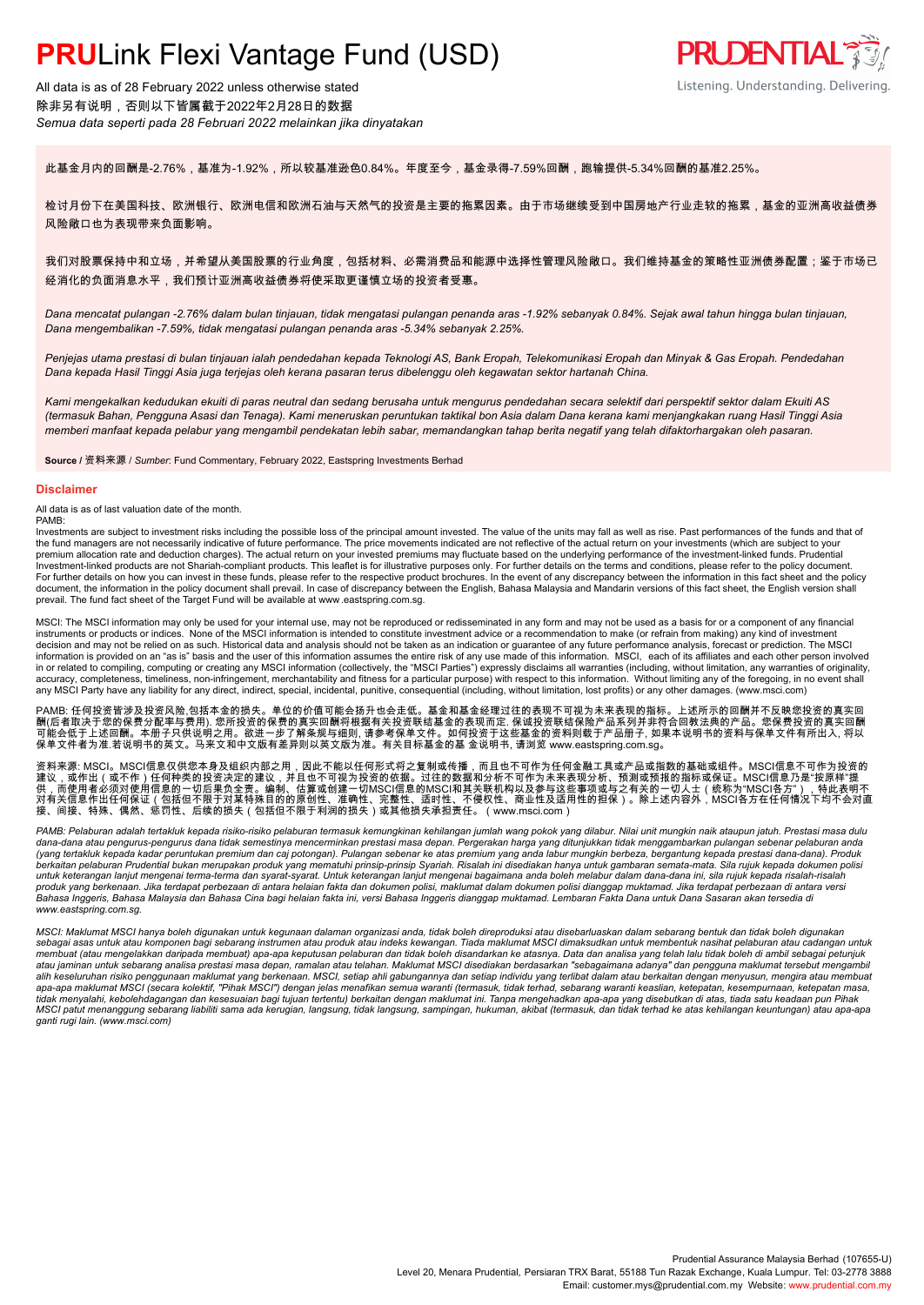# PRULink Flexi Vantage Fund (USD)

All data is as of 28 February 2022 unless otherwise stated
除非另有说明，否则以下皆属截于2022年2月28日的数据
*Semua data seperti pada 28 Februari 2022 melainkan jika dinyatakan*

此基金月内的回酬是-2.76%，基准为-1.92%，所以较基准逊色0.84%。年度至今，基金录得-7.59%回酬，跑输提供-5.34%回酬的基准2.25%。

检讨月份下在美国科技、欧洲银行、欧洲电信和欧洲石油与天然气的投资是主要的拖累因素。由于市场继续受到中国房地产行业走软的拖累，基金的亚洲高收益债券风险敞口也为表现带来负面影响。

我们对股票保持中和立场，并希望从美国股票的行业角度，包括材料、必需消费品和能源中选择性管理风险敞口。我们维持基金的策略性亚洲债券配置；鉴于市场已经消化的负面消息水平，我们预计亚洲高收益债券将使采取更谨慎立场的投资者受惠。

*Dana mencatat pulangan -2.76% dalam bulan tinjauan, tidak mengatasi pulangan penanda aras -1.92% sebanyak 0.84%. Sejak awal tahun hingga bulan tinjauan, Dana mengembalikan -7.59%, tidak mengatasi pulangan penanda aras -5.34% sebanyak 2.25%.*

*Penjejas utama prestasi di bulan tinjauan ialah pendedahan kepada Teknologi AS, Bank Eropah, Telekomunikasi Eropah dan Minyak & Gas Eropah. Pendedahan Dana kepada Hasil Tinggi Asia juga terjejas oleh kerana pasaran terus dibelenggu oleh kegawatan sektor hartanah China.*

*Kami mengekalkan kedudukan ekuiti di paras neutral dan sedang berusaha untuk mengurus pendedahan secara selektif dari perspektif sektor dalam Ekuiti AS (termasuk Bahan, Pengguna Asasi dan Tenaga). Kami meneruskan peruntukan taktikal bon Asia dalam Dana kerana kami menjangkakan ruang Hasil Tinggi Asia memberi manfaat kepada pelabur yang mengambil pendekatan lebih sabar, memandangkan tahap berita negatif yang telah difaktorhargakan oleh pasaran.*

**Source** / 资料来源 / *Sumber*: Fund Commentary, February 2022, Eastspring Investments Berhad

## Disclaimer

All data is as of last valuation date of the month.
PAMB:
Investments are subject to investment risks including the possible loss of the principal amount invested. The value of the units may fall as well as rise. Past performances of the funds and that of the fund managers are not necessarily indicative of future performance. The price movements indicated are not reflective of the actual return on your investments (which are subject to your premium allocation rate and deduction charges). The actual return on your invested premiums may fluctuate based on the underlying performance of the investment-linked funds. Prudential Investment-linked products are not Shariah-compliant products. This leaflet is for illustrative purposes only. For further details on the terms and conditions, please refer to the policy document. For further details on how you can invest in these funds, please refer to the respective product brochures. In the event of any discrepancy between the information in this fact sheet and the policy document, the information in the policy document shall prevail. In case of discrepancy between the English, Bahasa Malaysia and Mandarin versions of this fact sheet, the English version shall prevail. The fund fact sheet of the Target Fund will be available at www.eastspring.com.sg.

MSCI: The MSCI information may only be used for your internal use, may not be reproduced or redisseminated in any form and may not be used as a basis for or a component of any financial instruments or products or indices. None of the MSCI information is intended to constitute investment advice or a recommendation to make (or refrain from making) any kind of investment decision and may not be relied on as such. Historical data and analysis should not be taken as an indication or guarantee of any future performance analysis, forecast or prediction. The MSCI information is provided on an "as is" basis and the user of this information assumes the entire risk of any use made of this information. MSCI, each of its affiliates and each other person involved in or related to compiling, computing or creating any MSCI information (collectively, the "MSCI Parties") expressly disclaims all warranties (including, without limitation, any warranties of originality, accuracy, completeness, timeliness, non-infringement, merchantability and fitness for a particular purpose) with respect to this information. Without limiting any of the foregoing, in no event shall any MSCI Party have any liability for any direct, indirect, special, incidental, punitive, consequential (including, without limitation, lost profits) or any other damages. (www.msci.com)

PAMB: 任何投资皆涉及投资风险,包括本金的损失。单位的价值可能会扬升也会走低。基金和基金经理过往的表现不可视为未来表现的指标。上述所示的回酬并不反映您投资的真实回酬(后者取决于您的保费分配率与费用). 您所投资的保费的真实回酬将根据有关投资联结基金的表现而定. 保诚投资联结保险产品系列并非符合回教法典的产品。您保费投资的真实回酬可能会低于上述回酬。本册子只供说明之用。欲进一步了解条规与细则, 请参考保单文件。如何投资于这些基金的资料则载于产品册子, 如果本说明书的资料与保单文件有所出入, 将以保单文件者为准.若说明书的英文。马来文和中文版有差异则以英文版为准。有关目标基金的基 金说明书, 请浏览 www.eastspring.com.sg。

资料来源: MSCI。MSCI信息仅供您本身及组织内部之用，因此不能以任何形式将之复制或传播，而且也不可作为任何金融工具或产品或指数的基础或组件。MSCI信息不可作为投资的建议，或作出（或不作）任何种类的投资决定的建议，并且也不可视为投资的依据。过往的数据和分析不可作为未来表现分析、预测或预报的指标或保证。MSCI信息乃是"按原样"提供，而使用者必须对使用信息的一切后果负全责。编制、估算或创建一些MSCI信息的MSCI和其关联机构以及参与这些事项或与之有关的一切人士（统称为"MSCI各方"），特此表明不对有关信息作出任何保证（包括但不限于对某特殊目的的原创性、准确性、完整性、适时性、不侵权性、商业性及适用性的担保）。除上述内容外，MSCI各方在任何情况下均不会对直接、间接、特殊、偶然、惩罚性、后续的损失（包括但不限于利润的损失）或其他损失承担责任。（www.msci.com）

*PAMB: Pelaburan adalah tertakluk kepada risiko-risiko pelaburan termasuk kemungkinan kehilangan jumlah wang pokok yang dilabur. Nilai unit mungkin naik ataupun jatuh. Prestasi masa dulu dana-dana atau pengurus-pengurus dana tidak semestinya mencerminkan prestasi masa depan. Pergerakan harga yang ditunjukkan tidak menggambarkan pulangan sebenar pelaburan anda (yang tertakluk kepada kadar peruntukan premium dan caj potongan). Pulangan sebenar ke atas premium yang anda labur mungkin berbeza, bergantung kepada prestasi dana-dana). Produk berkaitan pelaburan Prudential bukan merupakan produk yang mematuhi prinsip-prinsip Syariah. Risalah ini disediakan hanya untuk gambaran semata-mata. Sila rujuk kepada dokumen polisi untuk keterangan lanjut mengenai terma-terma dan syarat-syarat. Untuk keterangan lanjut mengenai bagaimana anda boleh melabur dalam dana-dana ini, sila rujuk kepada risalah-risalah produk yang berkenaan. Jika terdapat perbezaan di antara helaian fakta dan dokumen polisi, maklumat dalam dokumen polisi dianggap muktamad. Jika terdapat perbezaan di antara versi Bahasa Inggeris, Bahasa Malaysia dan Bahasa Cina bagi helaian fakta ini, versi Bahasa Inggeris dianggap muktamad. Lembaran Fakta Dana untuk Dana Sasaran akan tersedia di www.eastspring.com.sg.*

*MSCI: Maklumat MSCI hanya boleh digunakan untuk kegunaan dalaman organizasi anda, tidak boleh direproduksi atau disebarluaskan dalam sebarang bentuk dan tidak boleh digunakan sebagai asas untuk atau komponen bagi sebarang instrumen atau produk atau indeks kewangan. Tiada maklumat MSCI dimaksudkan untuk membentuk nasihat pelaburan atau cadangan untuk membuat (atau mengelakkan daripada membuat) apa-apa keputusan pelaburan dan tidak boleh disandarkan ke atasnya. Data dan analisa yang telah lalu tidak boleh di ambil sebagai petunjuk atau jaminan untuk sebarang analisa prestasi masa depan, ramalan atau telahan. Maklumat MSCI disediakan berdasarkan "sebagaimana adanya" dan pengguna maklumat tersebut mengambil alih keseluruhan risiko penggunaan maklumat yang berkenaan. MSCI, setiap ahli gabungannya dan setiap individu yang terlibat dalam atau berkaitan dengan menyusun, mengira atau membuat apa-apa maklumat MSCI (secara kolektif, "Pihak MSCI") dengan jelas menafikan semua waranti (termasuk, tidak terhad, sebarang waranti keaslian, ketepatan, kesempurnaan, ketepatan masa, tidak menyalahi, kebolehdagangan dan kesesuaian bagi tujuan tertentu) berkaitan dengan maklumat ini. Tanpa mengehadkan apa-apa yang disebutkan di atas, tiada satu keadaan pun Pihak MSCI patut menanggung sebarang liabiliti sama ada kerugian, langsung, tidak langsung, sampingan, hukuman, akibat (termasuk, dan tidak terhad ke atas kehilangan keuntungan) atau apa-apa ganti rugi lain. (www.msci.com)*

Prudential Assurance Malaysia Berhad (107655-U)
Level 20, Menara Prudential, Persiaran TRX Barat, 55188 Tun Razak Exchange, Kuala Lumpur. Tel: 03-2778 3888
Email: customer.mys@prudential.com.my Website: www.prudential.com.my